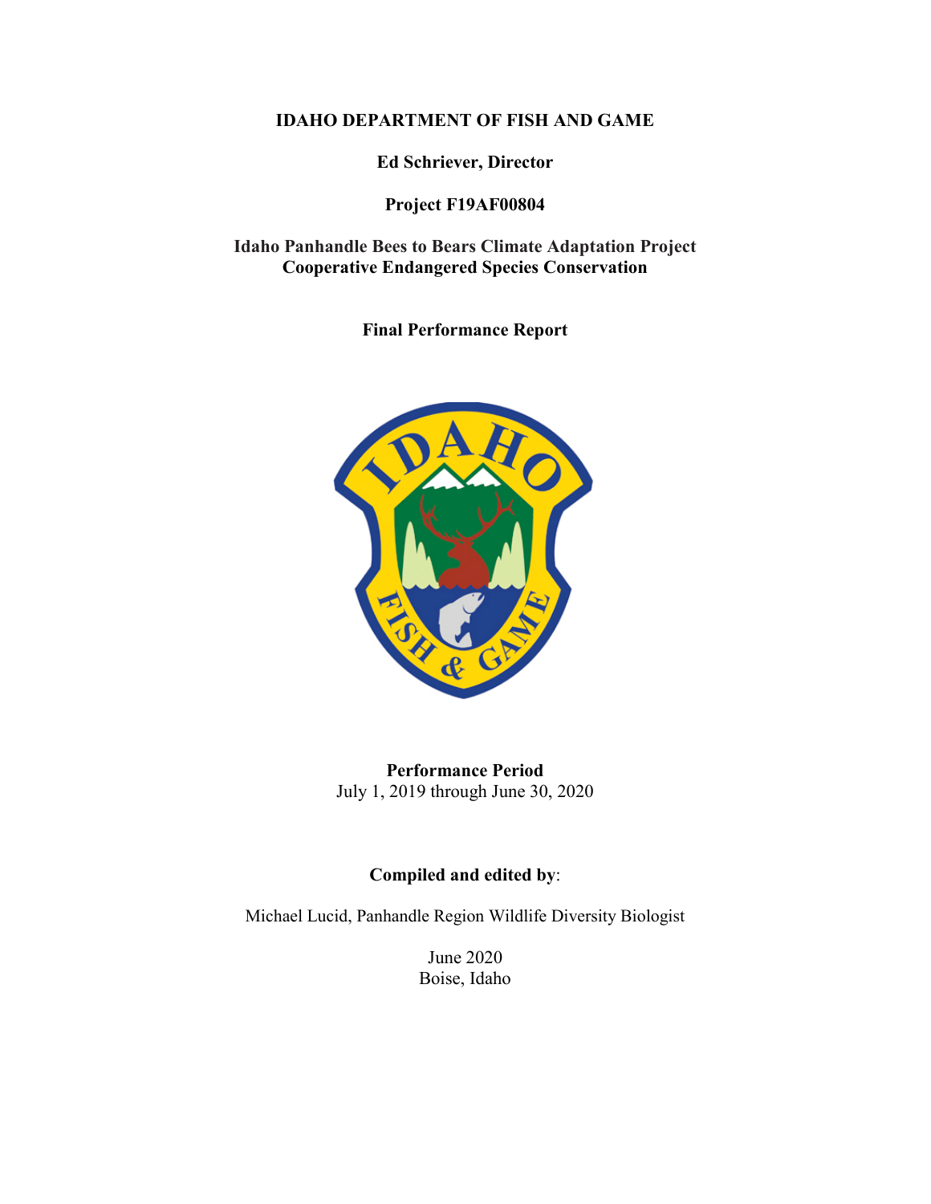**IDAHO DEPARTMENT OF FISH AND GAME**

**Ed Schriever, Director**

**Project F19AF00804**

**Idaho Panhandle Bees to Bears Climate Adaptation Project**
**Cooperative Endangered Species Conservation**

**Final Performance Report**

**Performance Period**
July 1, 2019 through June 30, 2020

**Compiled and edited by**:

Michael Lucid, Panhandle Region Wildlife Diversity Biologist

June 2020
Boise, Idaho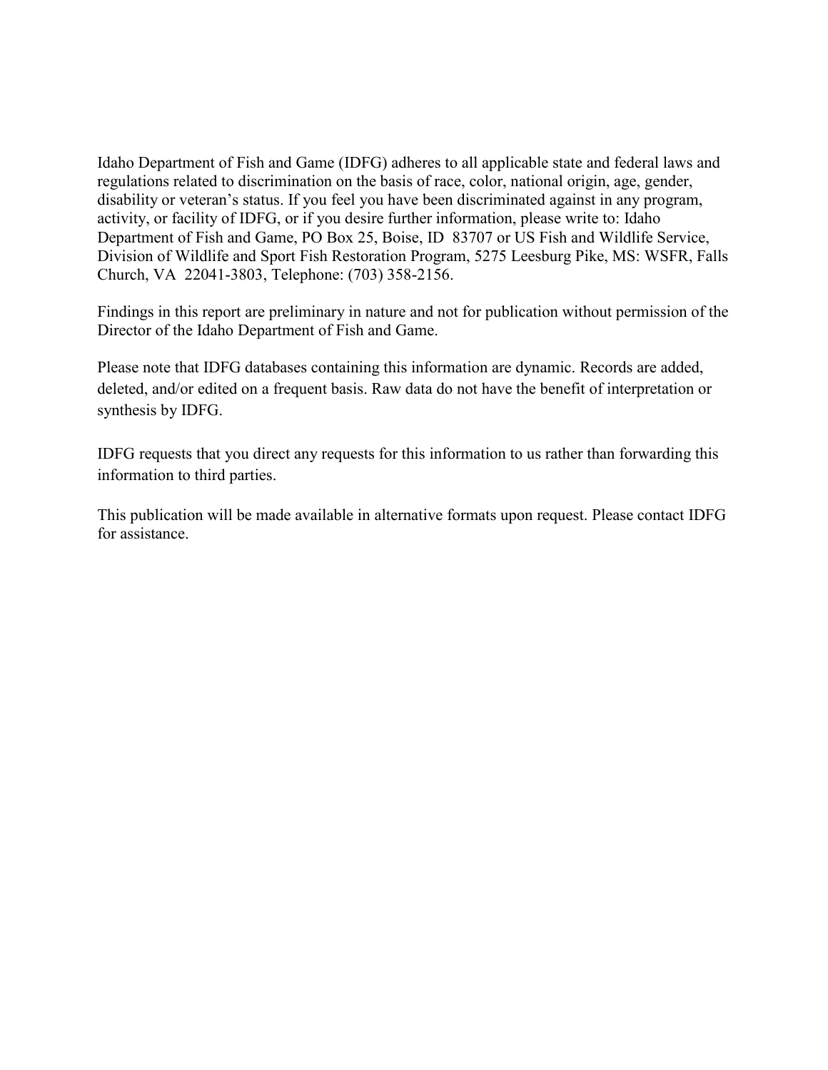Idaho Department of Fish and Game (IDFG) adheres to all applicable state and federal laws and regulations related to discrimination on the basis of race, color, national origin, age, gender, disability or veteran's status. If you feel you have been discriminated against in any program, activity, or facility of IDFG, or if you desire further information, please write to: Idaho Department of Fish and Game, PO Box 25, Boise, ID 83707 or US Fish and Wildlife Service, Division of Wildlife and Sport Fish Restoration Program, 5275 Leesburg Pike, MS: WSFR, Falls Church, VA 22041-3803, Telephone: (703) 358-2156.

Findings in this report are preliminary in nature and not for publication without permission of the Director of the Idaho Department of Fish and Game.

Please note that IDFG databases containing this information are dynamic. Records are added, deleted, and/or edited on a frequent basis. Raw data do not have the benefit of interpretation or synthesis by IDFG.

IDFG requests that you direct any requests for this information to us rather than forwarding this information to third parties.

This publication will be made available in alternative formats upon request. Please contact IDFG for assistance.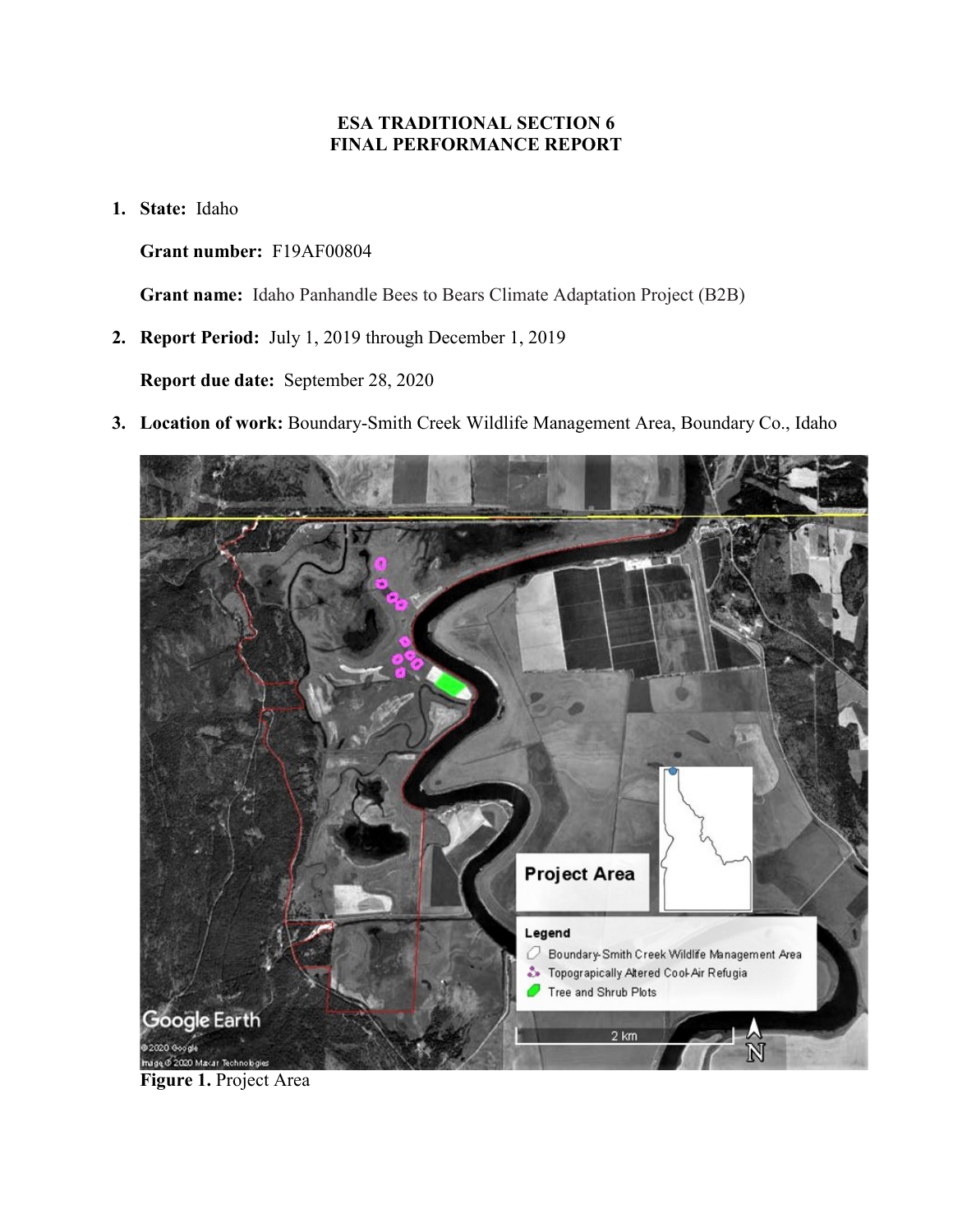**ESA TRADITIONAL SECTION 6**
**FINAL PERFORMANCE REPORT**

1. **State:** Idaho

   **Grant number:** F19AF00804

   **Grant name:** Idaho Panhandle Bees to Bears Climate Adaptation Project (B2B)

2. **Report Period:** July 1, 2019 through December 1, 2019

   **Report due date:** September 28, 2020

3. **Location of work:** Boundary-Smith Creek Wildlife Management Area, Boundary Co., Idaho

**Figure 1.** Project Area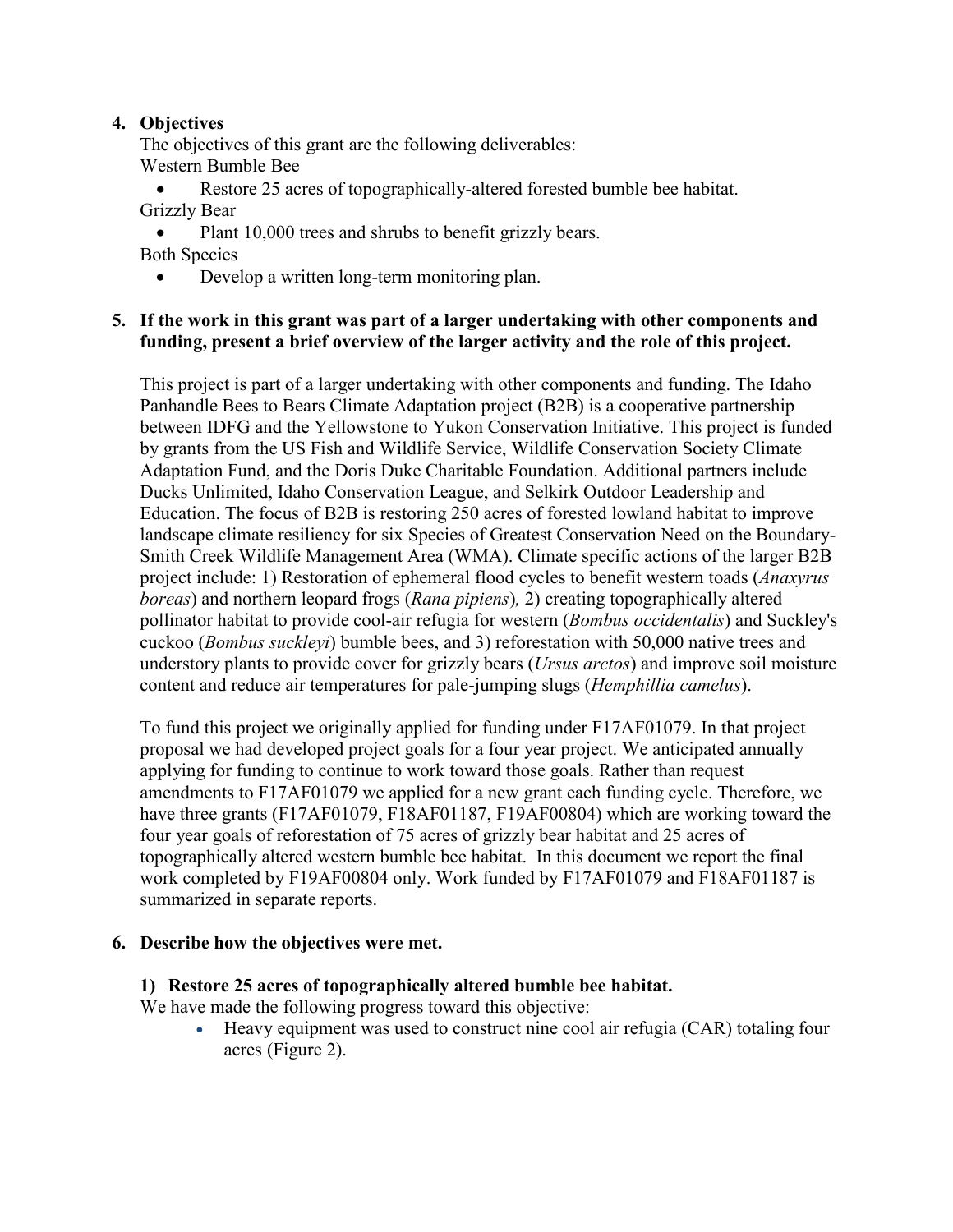## 4. Objectives

The objectives of this grant are the following deliverables:

Western Bumble Bee

- Restore 25 acres of topographically-altered forested bumble bee habitat.

Grizzly Bear

- Plant 10,000 trees and shrubs to benefit grizzly bears.

Both Species

- Develop a written long-term monitoring plan.

## 5. If the work in this grant was part of a larger undertaking with other components and funding, present a brief overview of the larger activity and the role of this project.

This project is part of a larger undertaking with other components and funding. The Idaho Panhandle Bees to Bears Climate Adaptation project (B2B) is a cooperative partnership between IDFG and the Yellowstone to Yukon Conservation Initiative. This project is funded by grants from the US Fish and Wildlife Service, Wildlife Conservation Society Climate Adaptation Fund, and the Doris Duke Charitable Foundation. Additional partners include Ducks Unlimited, Idaho Conservation League, and Selkirk Outdoor Leadership and Education. The focus of B2B is restoring 250 acres of forested lowland habitat to improve landscape climate resiliency for six Species of Greatest Conservation Need on the Boundary-Smith Creek Wildlife Management Area (WMA). Climate specific actions of the larger B2B project include: 1) Restoration of ephemeral flood cycles to benefit western toads (*Anaxyrus boreas*) and northern leopard frogs (*Rana pipiens*)*,* 2) creating topographically altered pollinator habitat to provide cool-air refugia for western (*Bombus occidentalis*) and Suckley's cuckoo (*Bombus suckleyi*) bumble bees, and 3) reforestation with 50,000 native trees and understory plants to provide cover for grizzly bears (*Ursus arctos*) and improve soil moisture content and reduce air temperatures for pale-jumping slugs (*Hemphillia camelus*).

To fund this project we originally applied for funding under F17AF01079. In that project proposal we had developed project goals for a four year project. We anticipated annually applying for funding to continue to work toward those goals. Rather than request amendments to F17AF01079 we applied for a new grant each funding cycle. Therefore, we have three grants (F17AF01079, F18AF01187, F19AF00804) which are working toward the four year goals of reforestation of 75 acres of grizzly bear habitat and 25 acres of topographically altered western bumble bee habitat. In this document we report the final work completed by F19AF00804 only. Work funded by F17AF01079 and F18AF01187 is summarized in separate reports.

## 6. Describe how the objectives were met.

### 1) Restore 25 acres of topographically altered bumble bee habitat.

We have made the following progress toward this objective:

- Heavy equipment was used to construct nine cool air refugia (CAR) totaling four acres (Figure 2).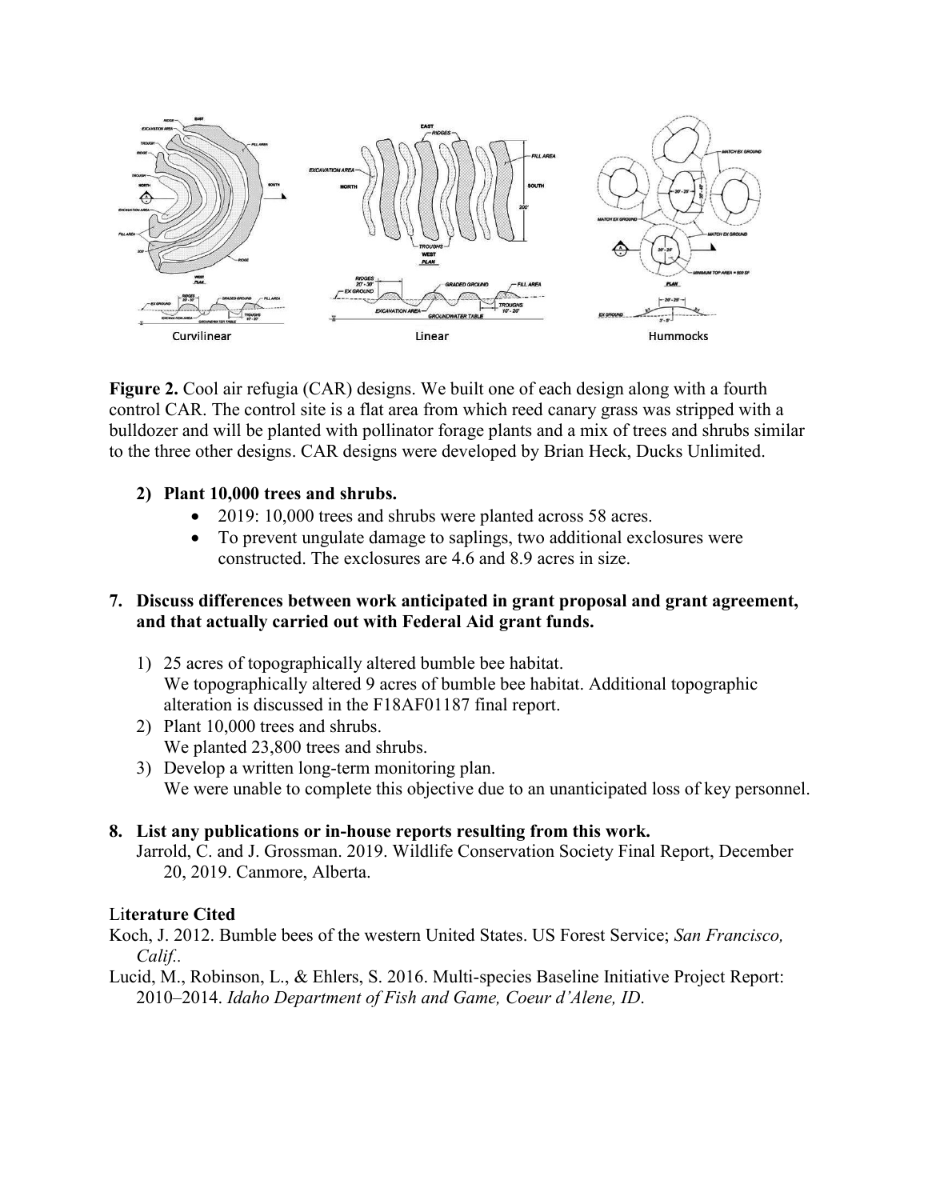**Figure 2.** Cool air refugia (CAR) designs. We built one of each design along with a fourth control CAR. The control site is a flat area from which reed canary grass was stripped with a bulldozer and will be planted with pollinator forage plants and a mix of trees and shrubs similar to the three other designs. CAR designs were developed by Brian Heck, Ducks Unlimited.

**2) Plant 10,000 trees and shrubs.**

- 2019: 10,000 trees and shrubs were planted across 58 acres.
- To prevent ungulate damage to saplings, two additional exclosures were constructed. The exclosures are 4.6 and 8.9 acres in size.

**7. Discuss differences between work anticipated in grant proposal and grant agreement, and that actually carried out with Federal Aid grant funds.**

1) 25 acres of topographically altered bumble bee habitat.
   We topographically altered 9 acres of bumble bee habitat. Additional topographic alteration is discussed in the F18AF01187 final report.
2) Plant 10,000 trees and shrubs.
   We planted 23,800 trees and shrubs.
3) Develop a written long-term monitoring plan.
   We were unable to complete this objective due to an unanticipated loss of key personnel.

**8. List any publications or in-house reports resulting from this work.**

Jarrold, C. and J. Grossman. 2019. Wildlife Conservation Society Final Report, December 20, 2019. Canmore, Alberta.

**Literature Cited**

Koch, J. 2012. Bumble bees of the western United States. US Forest Service; *San Francisco, Calif.*.

Lucid, M., Robinson, L., & Ehlers, S. 2016. Multi-species Baseline Initiative Project Report: 2010–2014. *Idaho Department of Fish and Game, Coeur d'Alene, ID*.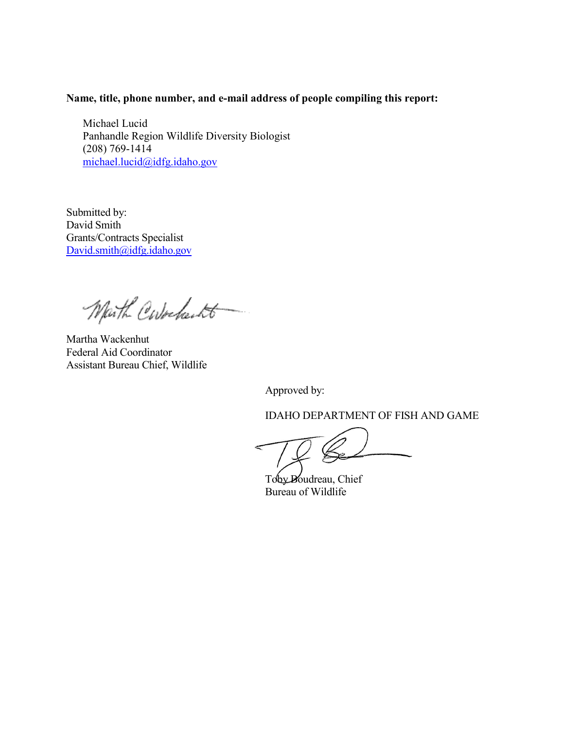**Name, title, phone number, and e-mail address of people compiling this report:**

Michael Lucid
Panhandle Region Wildlife Diversity Biologist
(208) 769-1414
michael.lucid@idfg.idaho.gov

Submitted by:
David Smith
Grants/Contracts Specialist
David.smith@idfg.idaho.gov

Martha Wackenhut
Federal Aid Coordinator
Assistant Bureau Chief, Wildlife

Approved by:

IDAHO DEPARTMENT OF FISH AND GAME

Toby Boudreau, Chief
Bureau of Wildlife